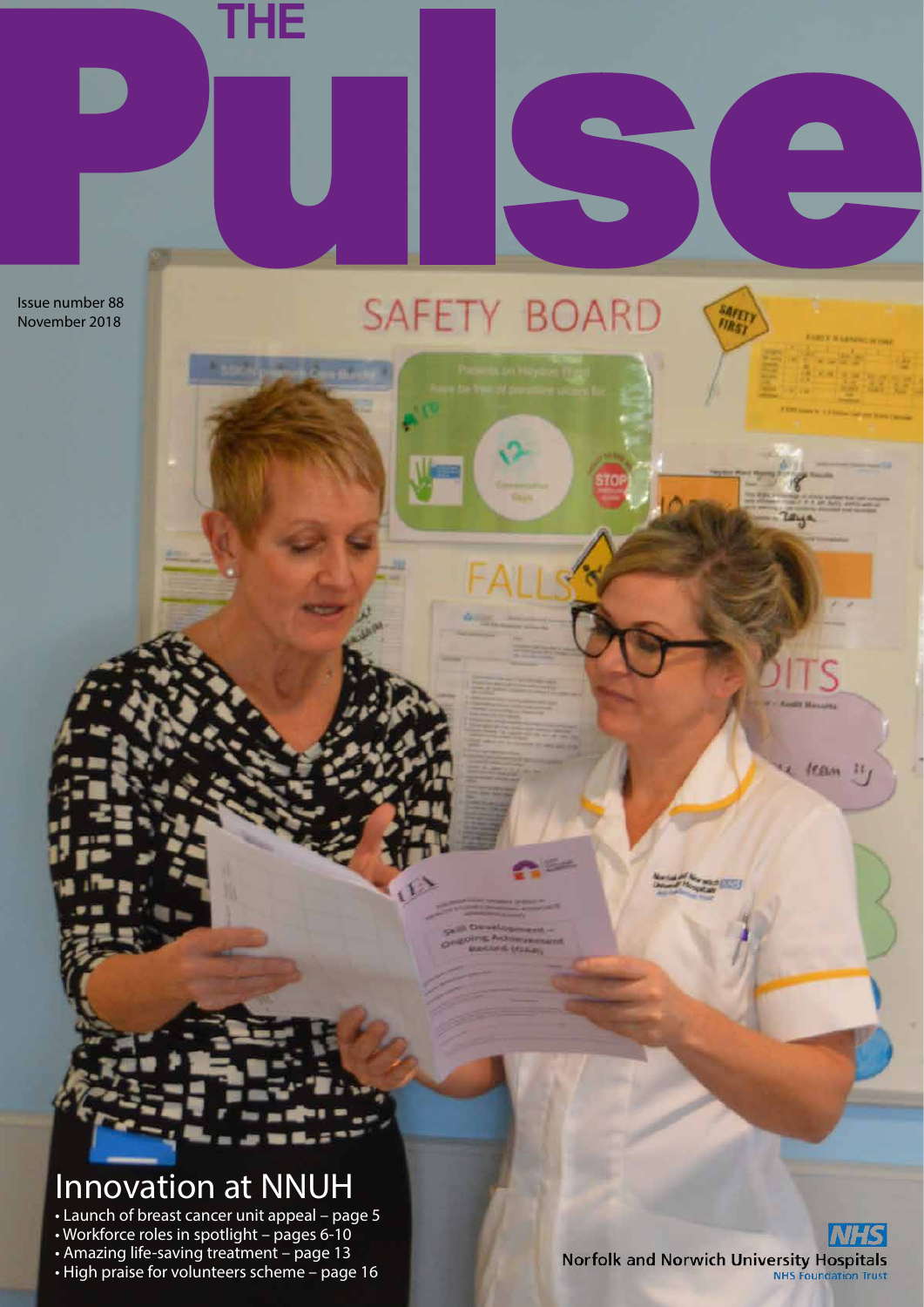# THE Pulse

Issue number 88
November 2018

## Innovation at NNUH

- Launch of breast cancer unit appeal – page 5
- Workforce roles in spotlight – pages 6-10
- Amazing life-saving treatment – page 13
- High praise for volunteers scheme – page 16

NHS
Norfolk and Norwich University Hospitals
NHS Foundation Trust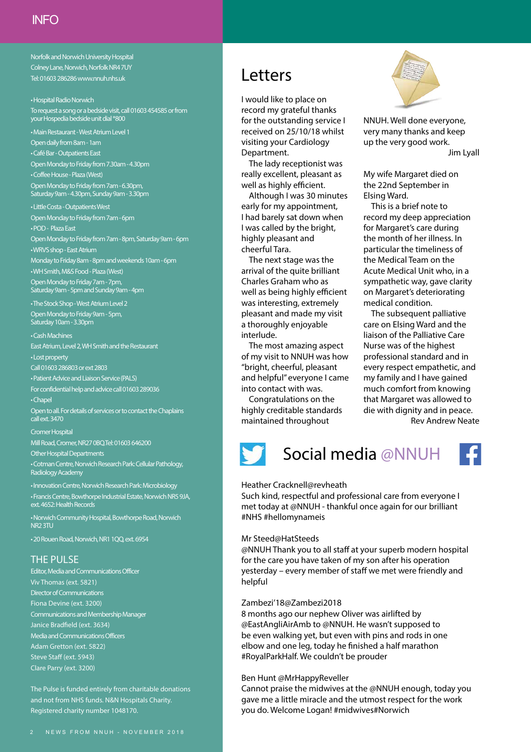## INFO

Norfolk and Norwich University Hospital
Colney Lane, Norwich, Norfolk NR4 7UY
Tel: 01603 286286 www.nnuh.nhs.uk

- Hospital Radio Norwich
To request a song or a bedside visit, call 01603 454585 or from your Hospedia bedside unit dial *800
- Main Restaurant - West Atrium Level 1
Open daily from 8am - 1am
- Café Bar - Outpatients East
Open Monday to Friday from 7.30am - 4.30pm
- Coffee House - Plaza (West)
Open Monday to Friday from 7am - 6.30pm, Saturday 9am - 4.30pm, Sunday 9am - 3.30pm
- Little Costa - Outpatients West
Open Monday to Friday from 7am - 6pm
- POD - Plaza East
Open Monday to Friday from 7am - 8pm, Saturday 9am - 6pm
- WRVS shop - East Atrium
Monday to Friday 8am - 8pm and weekends 10am - 6pm
- WH Smith, M&S Food - Plaza (West)
Open Monday to Friday 7am - 7pm, Saturday 9am - 5pm and Sunday 9am - 4pm
- The Stock Shop - West Atrium Level 2
Open Monday to Friday 9am - 5pm, Saturday 10am - 3.30pm
- Cash Machines
East Atrium, Level 2, WH Smith and the Restaurant
- Lost property
Call 01603 286803 or ext 2803
- Patient Advice and Liaison Service (PALS)
For confidential help and advice call 01603 289036
- Chapel
Open to all. For details of services or to contact the Chaplains call ext. 3470

Cromer Hospital
Mill Road, Cromer, NR27 0BQ Tel: 01603 646200
Other Hospital Departments
- Cotman Centre, Norwich Research Park: Cellular Pathology, Radiology Academy
- Innovation Centre, Norwich Research Park: Microbiology
- Francis Centre, Bowthorpe Industrial Estate, Norwich NR5 9JA, ext. 4652: Health Records
- Norwich Community Hospital, Bowthorpe Road, Norwich NR2 3TU
- 20 Rouen Road, Norwich, NR1 1QQ, ext. 6954

### THE PULSE

Editor, Media and Communications Officer
Viv Thomas (ext. 5821)
Director of Communications
Fiona Devine (ext. 3200)
Communications and Membership Manager
Janice Bradfield (ext. 3634)
Media and Communications Officers
Adam Gretton (ext. 5822)
Steve Staff (ext. 5943)
Clare Parry (ext. 3200)

The Pulse is funded entirely from charitable donations and not from NHS funds. N&N Hospitals Charity. Registered charity number 1048170.

# Letters

I would like to place on record my grateful thanks for the outstanding service I received on 25/10/18 whilst visiting your Cardiology Department.

The lady receptionist was really excellent, pleasant as well as highly efficient.

Although I was 30 minutes early for my appointment, I had barely sat down when I was called by the bright, highly pleasant and cheerful Tara.

The next stage was the arrival of the quite brilliant Charles Graham who as well as being highly efficient was interesting, extremely pleasant and made my visit a thoroughly enjoyable interlude.

The most amazing aspect of my visit to NNUH was how "bright, cheerful, pleasant and helpful" everyone I came into contact with was.

Congratulations on the highly creditable standards maintained throughout NNUH. Well done everyone, very many thanks and keep up the very good work.

Jim Lyall

My wife Margaret died on the 22nd September in Elsing Ward.

This is a brief note to record my deep appreciation for Margaret's care during the month of her illness. In particular the timeliness of the Medical Team on the Acute Medical Unit who, in a sympathetic way, gave clarity on Margaret's deteriorating medical condition.

The subsequent palliative care on Elsing Ward and the liaison of the Palliative Care Nurse was of the highest professional standard and in every respect empathetic, and my family and I have gained much comfort from knowing that Margaret was allowed to die with dignity and in peace.

Rev Andrew Neate

# Social media @NNUH

Heather Cracknell@revheath
Such kind, respectful and professional care from everyone I met today at @NNUH - thankful once again for our brilliant #NHS #hellomynameis

Mr Steed@HatSteeds
@NNUH Thank you to all staff at your superb modern hospital for the care you have taken of my son after his operation yesterday – every member of staff we met were friendly and helpful

Zambezi'18@Zambezi2018
8 months ago our nephew Oliver was airlifted by @EastAngliAirAmb to @NNUH. He wasn't supposed to be even walking yet, but even with pins and rods in one elbow and one leg, today he finished a half marathon #RoyalParkHalf. We couldn't be prouder

Ben Hunt @MrHappyReveller
Cannot praise the midwives at the @NNUH enough, today you gave me a little miracle and the utmost respect for the work you do. Welcome Logan! #midwives#Norwich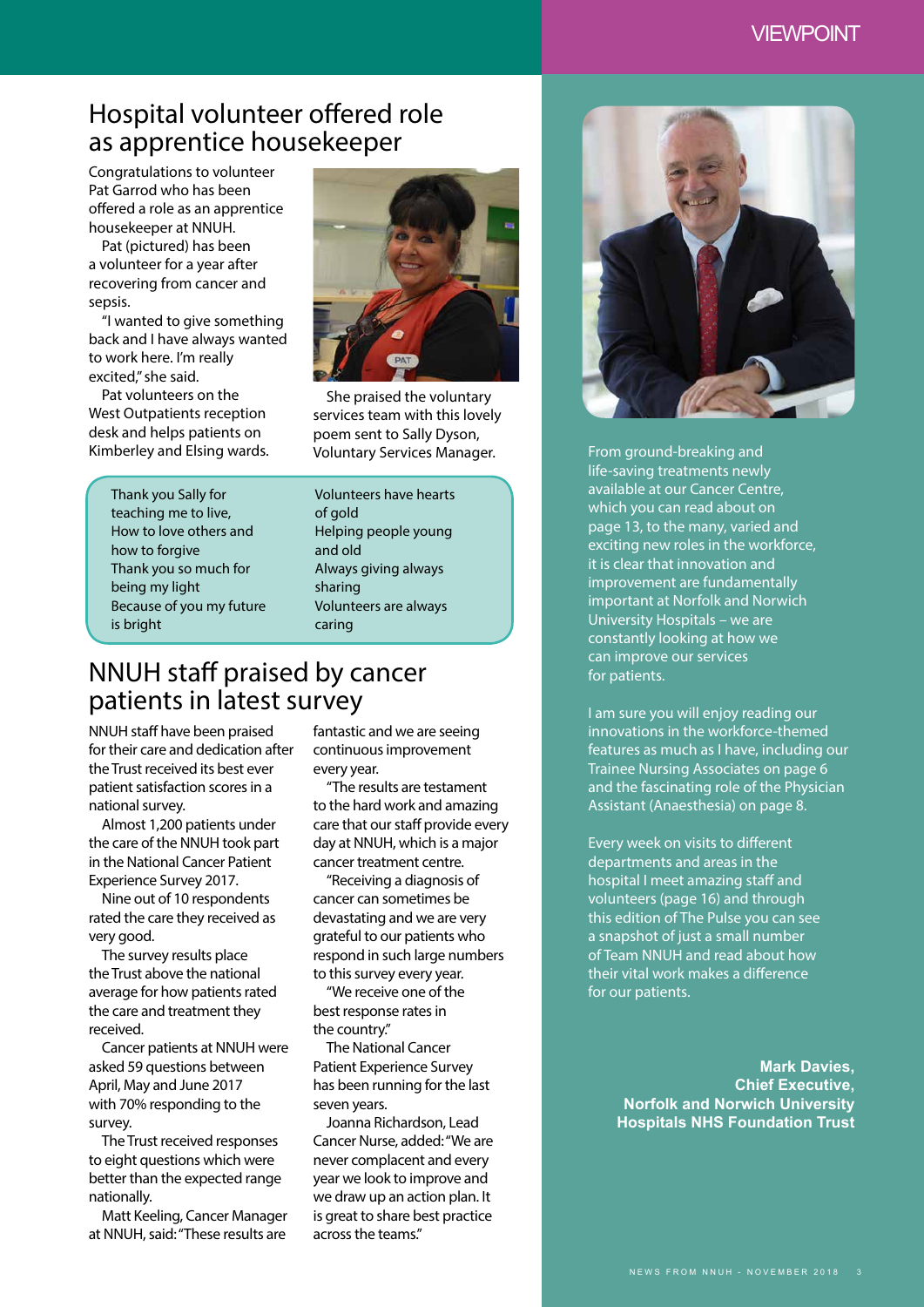# VIEWPOINT

## Hospital volunteer offered role as apprentice housekeeper

Congratulations to volunteer Pat Garrod who has been offered a role as an apprentice housekeeper at NNUH.

Pat (pictured) has been a volunteer for a year after recovering from cancer and sepsis.

"I wanted to give something back and I have always wanted to work here. I'm really excited," she said.

Pat volunteers on the West Outpatients reception desk and helps patients on Kimberley and Elsing wards.

She praised the voluntary services team with this lovely poem sent to Sally Dyson, Voluntary Services Manager.

> Thank you Sally for teaching me to live,
> How to love others and how to forgive
> Thank you so much for being my light
> Because of you my future is bright
>
> Volunteers have hearts of gold
> Helping people young and old
> Always giving always sharing
> Volunteers are always caring

## NNUH staff praised by cancer patients in latest survey

NNUH staff have been praised for their care and dedication after the Trust received its best ever patient satisfaction scores in a national survey.

Almost 1,200 patients under the care of the NNUH took part in the National Cancer Patient Experience Survey 2017.

Nine out of 10 respondents rated the care they received as very good.

The survey results place the Trust above the national average for how patients rated the care and treatment they received.

Cancer patients at NNUH were asked 59 questions between April, May and June 2017 with 70% responding to the survey.

The Trust received responses to eight questions which were better than the expected range nationally.

Matt Keeling, Cancer Manager at NNUH, said: "These results are fantastic and we are seeing continuous improvement every year.

"The results are testament to the hard work and amazing care that our staff provide every day at NNUH, which is a major cancer treatment centre.

"Receiving a diagnosis of cancer can sometimes be devastating and we are very grateful to our patients who respond in such large numbers to this survey every year.

"We receive one of the best response rates in the country."

The National Cancer Patient Experience Survey has been running for the last seven years.

Joanna Richardson, Lead Cancer Nurse, added: "We are never complacent and every year we look to improve and we draw up an action plan. It is great to share best practice across the teams."

---

From ground-breaking and life-saving treatments newly available at our Cancer Centre, which you can read about on page 13, to the many, varied and exciting new roles in the workforce, it is clear that innovation and improvement are fundamentally important at Norfolk and Norwich University Hospitals – we are constantly looking at how we can improve our services for patients.

I am sure you will enjoy reading our innovations in the workforce-themed features as much as I have, including our Trainee Nursing Associates on page 6 and the fascinating role of the Physician Assistant (Anaesthesia) on page 8.

Every week on visits to different departments and areas in the hospital I meet amazing staff and volunteers (page 16) and through this edition of The Pulse you can see a snapshot of just a small number of Team NNUH and read about how their vital work makes a difference for our patients.

**Mark Davies,**
**Chief Executive,**
**Norfolk and Norwich University Hospitals NHS Foundation Trust**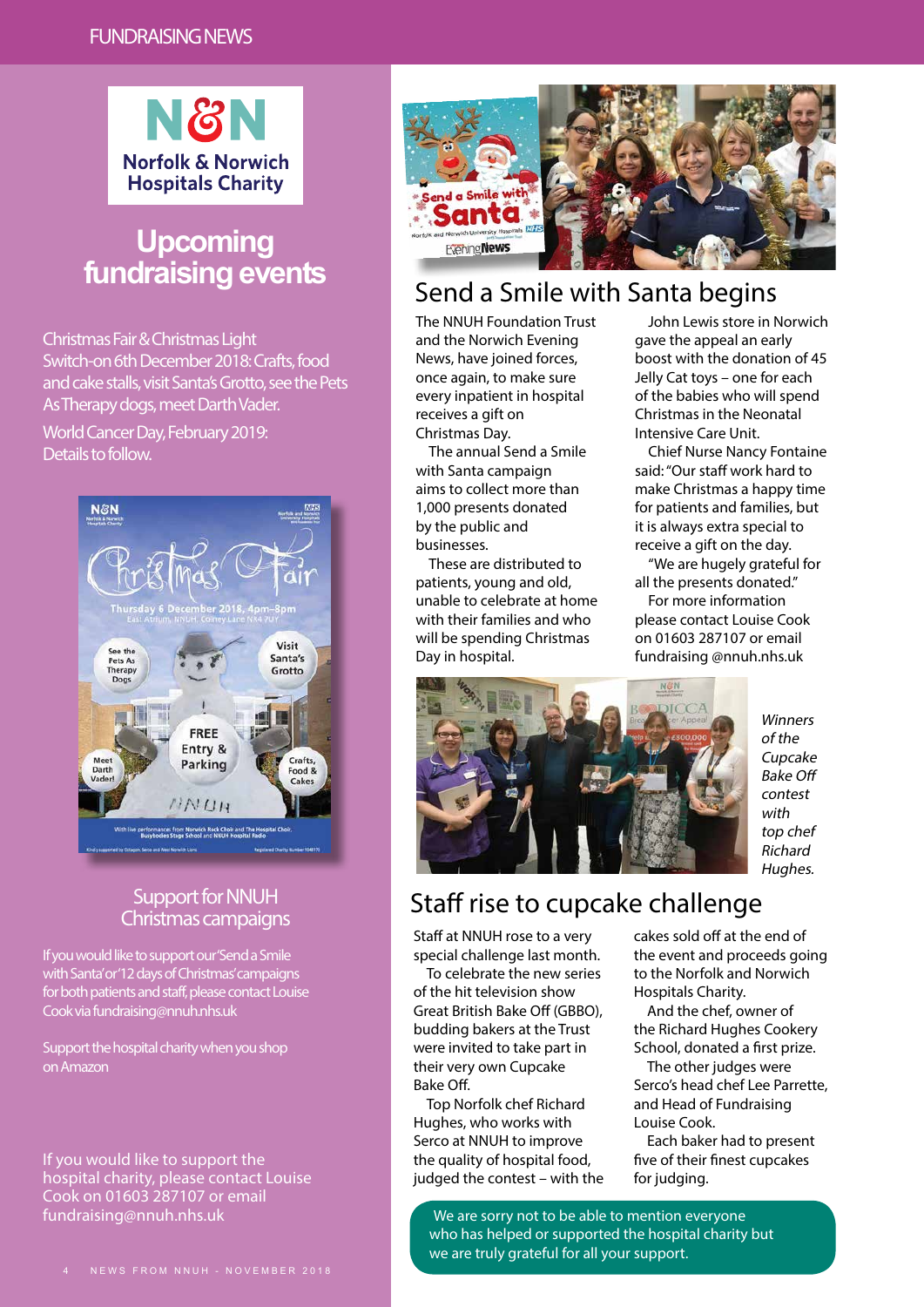FUNDRAISING NEWS

Norfolk & Norwich Hospitals Charity

# Upcoming fundraising events

Christmas Fair & Christmas Light Switch-on 6th December 2018: Crafts, food and cake stalls, visit Santa's Grotto, see the Pets As Therapy dogs, meet Darth Vader.

World Cancer Day, February 2019: Details to follow.

## Support for NNUH Christmas campaigns

If you would like to support our 'Send a Smile with Santa' or '12 days of Christmas' campaigns for both patients and staff, please contact Louise Cook via fundraising@nnuh.nhs.uk

Support the hospital charity when you shop on Amazon

If you would like to support the hospital charity, please contact Louise Cook on 01603 287107 or email fundraising@nnuh.nhs.uk

## Send a Smile with Santa begins

The NNUH Foundation Trust and the Norwich Evening News, have joined forces, once again, to make sure every inpatient in hospital receives a gift on Christmas Day.

The annual Send a Smile with Santa campaign aims to collect more than 1,000 presents donated by the public and businesses.

These are distributed to patients, young and old, unable to celebrate at home with their families and who will be spending Christmas Day in hospital.

John Lewis store in Norwich gave the appeal an early boost with the donation of 45 Jelly Cat toys – one for each of the babies who will spend Christmas in the Neonatal Intensive Care Unit.

Chief Nurse Nancy Fontaine said: "Our staff work hard to make Christmas a happy time for patients and families, but it is always extra special to receive a gift on the day.

"We are hugely grateful for all the presents donated."

For more information please contact Louise Cook on 01603 287107 or email fundraising @nnuh.nhs.uk

*Winners of the Cupcake Bake Off contest with top chef Richard Hughes.*

## Staff rise to cupcake challenge

Staff at NNUH rose to a very special challenge last month.

To celebrate the new series of the hit television show Great British Bake Off (GBBO), budding bakers at the Trust were invited to take part in their very own Cupcake Bake Off.

Top Norfolk chef Richard Hughes, who works with Serco at NNUH to improve the quality of hospital food, judged the contest – with the cakes sold off at the end of the event and proceeds going to the Norfolk and Norwich Hospitals Charity.

And the chef, owner of the Richard Hughes Cookery School, donated a first prize.

The other judges were Serco's head chef Lee Parrette, and Head of Fundraising Louise Cook.

Each baker had to present five of their finest cupcakes for judging.

We are sorry not to be able to mention everyone who has helped or supported the hospital charity but we are truly grateful for all your support.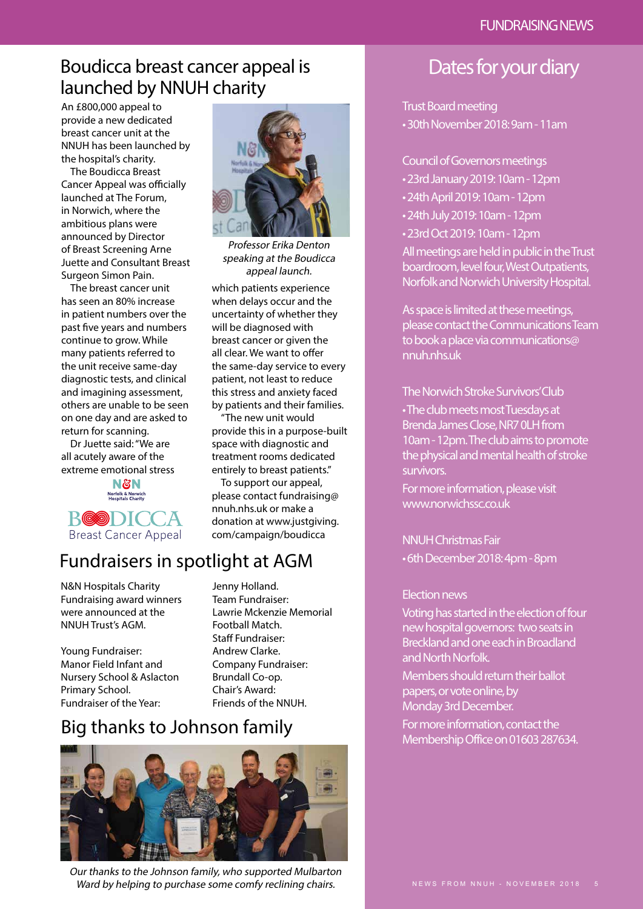## Boudicca breast cancer appeal is launched by NNUH charity

An £800,000 appeal to provide a new dedicated breast cancer unit at the NNUH has been launched by the hospital's charity.

The Boudicca Breast Cancer Appeal was officially launched at The Forum, in Norwich, where the ambitious plans were announced by Director of Breast Screening Arne Juette and Consultant Breast Surgeon Simon Pain.

The breast cancer unit has seen an 80% increase in patient numbers over the past five years and numbers continue to grow. While many patients referred to the unit receive same-day diagnostic tests, and clinical and imagining assessment, others are unable to be seen on one day and are asked to return for scanning.

Dr Juette said: "We are all acutely aware of the extreme emotional stress which patients experience when delays occur and the uncertainty of whether they will be diagnosed with breast cancer or given the all clear. We want to offer the same-day service to every patient, not least to reduce this stress and anxiety faced by patients and their families.

"The new unit would provide this in a purpose-built space with diagnostic and treatment rooms dedicated entirely to breast patients."

To support our appeal, please contact fundraising@nnuh.nhs.uk or make a donation at www.justgiving.com/campaign/boudicca

*Professor Erika Denton speaking at the Boudicca appeal launch.*

N&N Norfolk & Norwich Hospitals Charity

BOUDICCA Breast Cancer Appeal

## Fundraisers in spotlight at AGM

N&N Hospitals Charity Fundraising award winners were announced at the NNUH Trust's AGM.

Young Fundraiser:
Manor Field Infant and Nursery School & Aslacton Primary School.
Fundraiser of the Year:
Jenny Holland.
Team Fundraiser:
Lawrie Mckenzie Memorial Football Match.
Staff Fundraiser:
Andrew Clarke.
Company Fundraiser:
Brundall Co-op.
Chair's Award:
Friends of the NNUH.

## Big thanks to Johnson family

*Our thanks to the Johnson family, who supported Mulbarton Ward by helping to purchase some comfy reclining chairs.*

## Dates for your diary

Trust Board meeting
- 30th November 2018: 9am - 11am

Council of Governors meetings
- 23rd January 2019: 10am - 12pm
- 24th April 2019: 10am - 12pm
- 24th July 2019: 10am - 12pm
- 23rd Oct 2019: 10am - 12pm

All meetings are held in public in the Trust boardroom, level four, West Outpatients, Norfolk and Norwich University Hospital.

As space is limited at these meetings, please contact the Communications Team to book a place via communications@nnuh.nhs.uk

The Norwich Stroke Survivors' Club
- The club meets most Tuesdays at Brenda James Close, NR7 0LH from 10am - 12pm. The club aims to promote the physical and mental health of stroke survivors.

For more information, please visit www.norwichssc.co.uk

NNUH Christmas Fair
- 6th December 2018: 4pm - 8pm

Election news

Voting has started in the election of four new hospital governors: two seats in Breckland and one each in Broadland and North Norfolk.

Members should return their ballot papers, or vote online, by Monday 3rd December.

For more information, contact the Membership Office on 01603 287634.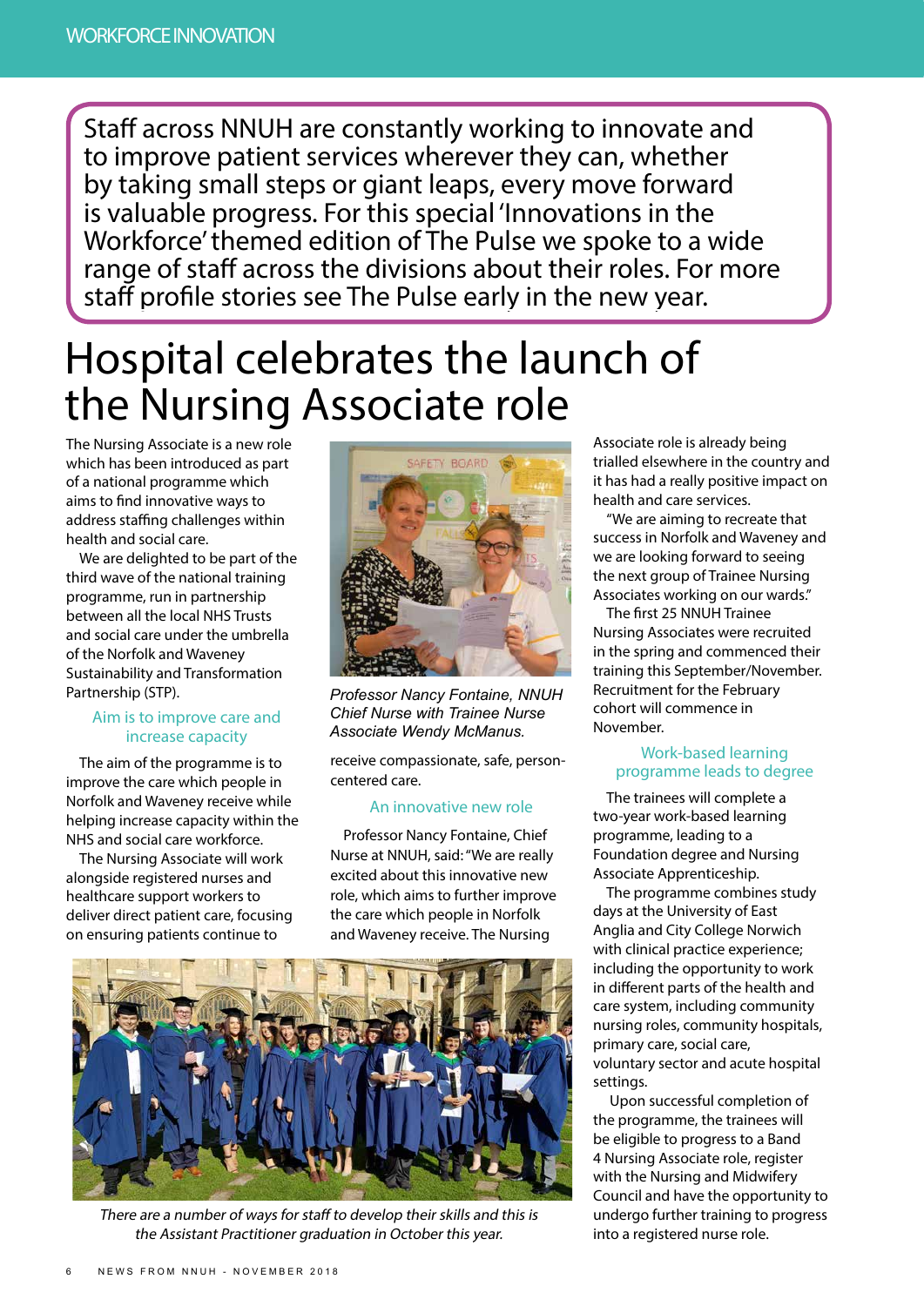WORKFORCE INNOVATION

Staff across NNUH are constantly working to innovate and to improve patient services wherever they can, whether by taking small steps or giant leaps, every move forward is valuable progress. For this special 'Innovations in the Workforce' themed edition of The Pulse we spoke to a wide range of staff across the divisions about their roles. For more staff profile stories see The Pulse early in the new year.

# Hospital celebrates the launch of the Nursing Associate role

The Nursing Associate is a new role which has been introduced as part of a national programme which aims to find innovative ways to address staffing challenges within health and social care.

We are delighted to be part of the third wave of the national training programme, run in partnership between all the local NHS Trusts and social care under the umbrella of the Norfolk and Waveney Sustainability and Transformation Partnership (STP).

## Aim is to improve care and increase capacity

The aim of the programme is to improve the care which people in Norfolk and Waveney receive while helping increase capacity within the NHS and social care workforce.

The Nursing Associate will work alongside registered nurses and healthcare support workers to deliver direct patient care, focusing on ensuring patients continue to receive compassionate, safe, person-centered care.

*Professor Nancy Fontaine, NNUH Chief Nurse with Trainee Nurse Associate Wendy McManus.*

## An innovative new role

Professor Nancy Fontaine, Chief Nurse at NNUH, said: "We are really excited about this innovative new role, which aims to further improve the care which people in Norfolk and Waveney receive. The Nursing Associate role is already being trialled elsewhere in the country and it has had a really positive impact on health and care services.

"We are aiming to recreate that success in Norfolk and Waveney and we are looking forward to seeing the next group of Trainee Nursing Associates working on our wards."

The first 25 NNUH Trainee Nursing Associates were recruited in the spring and commenced their training this September/November. Recruitment for the February cohort will commence in November.

## Work-based learning programme leads to degree

The trainees will complete a two-year work-based learning programme, leading to a Foundation degree and Nursing Associate Apprenticeship.

The programme combines study days at the University of East Anglia and City College Norwich with clinical practice experience; including the opportunity to work in different parts of the health and care system, including community nursing roles, community hospitals, primary care, social care, voluntary sector and acute hospital settings.

Upon successful completion of the programme, the trainees will be eligible to progress to a Band 4 Nursing Associate role, register with the Nursing and Midwifery Council and have the opportunity to undergo further training to progress into a registered nurse role.

*There are a number of ways for staff to develop their skills and this is the Assistant Practitioner graduation in October this year.*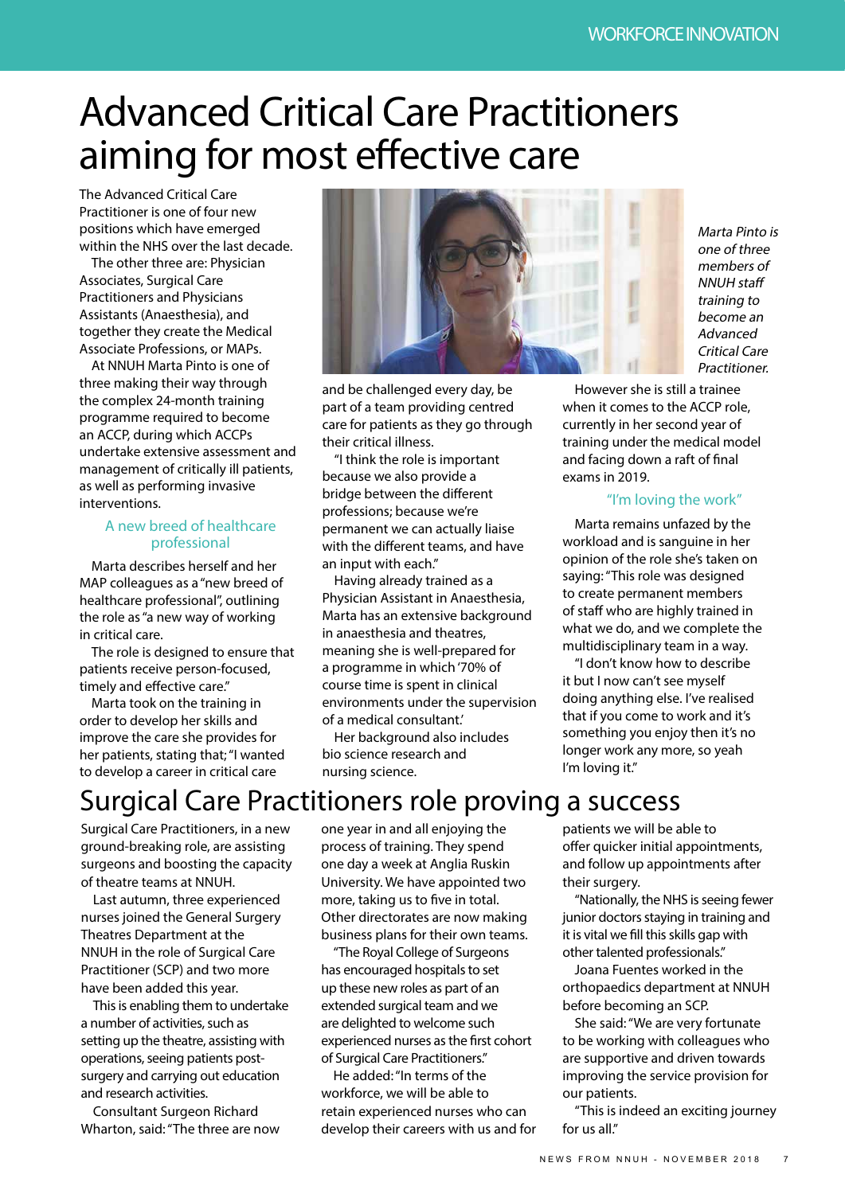# Advanced Critical Care Practitioners aiming for most effective care

The Advanced Critical Care Practitioner is one of four new positions which have emerged within the NHS over the last decade.

The other three are: Physician Associates, Surgical Care Practitioners and Physicians Assistants (Anaesthesia), and together they create the Medical Associate Professions, or MAPs.

At NNUH Marta Pinto is one of three making their way through the complex 24-month training programme required to become an ACCP, during which ACCPs undertake extensive assessment and management of critically ill patients, as well as performing invasive interventions.

### A new breed of healthcare professional

Marta describes herself and her MAP colleagues as a "new breed of healthcare professional", outlining the role as "a new way of working in critical care.

The role is designed to ensure that patients receive person-focused, timely and effective care."

Marta took on the training in order to develop her skills and improve the care she provides for her patients, stating that; "I wanted to develop a career in critical care and be challenged every day, be part of a team providing centred care for patients as they go through their critical illness.

"I think the role is important because we also provide a bridge between the different professions; because we're permanent we can actually liaise with the different teams, and have an input with each."

Having already trained as a Physician Assistant in Anaesthesia, Marta has an extensive background in anaesthesia and theatres, meaning she is well-prepared for a programme in which '70% of course time is spent in clinical environments under the supervision of a medical consultant.'

Her background also includes bio science research and nursing science.

*Marta Pinto is one of three members of NNUH staff training to become an Advanced Critical Care Practitioner.*

However she is still a trainee when it comes to the ACCP role, currently in her second year of training under the medical model and facing down a raft of final exams in 2019.

### "I'm loving the work"

Marta remains unfazed by the workload and is sanguine in her opinion of the role she's taken on saying: "This role was designed to create permanent members of staff who are highly trained in what we do, and we complete the multidisciplinary team in a way.

"I don't know how to describe it but I now can't see myself doing anything else. I've realised that if you come to work and it's something you enjoy then it's no longer work any more, so yeah I'm loving it."

# Surgical Care Practitioners role proving a success

Surgical Care Practitioners, in a new ground-breaking role, are assisting surgeons and boosting the capacity of theatre teams at NNUH.

Last autumn, three experienced nurses joined the General Surgery Theatres Department at the NNUH in the role of Surgical Care Practitioner (SCP) and two more have been added this year.

This is enabling them to undertake a number of activities, such as setting up the theatre, assisting with operations, seeing patients post-surgery and carrying out education and research activities.

Consultant Surgeon Richard Wharton, said: "The three are now one year in and all enjoying the process of training. They spend one day a week at Anglia Ruskin University. We have appointed two more, taking us to five in total. Other directorates are now making business plans for their own teams.

"The Royal College of Surgeons has encouraged hospitals to set up these new roles as part of an extended surgical team and we are delighted to welcome such experienced nurses as the first cohort of Surgical Care Practitioners."

He added: "In terms of the workforce, we will be able to retain experienced nurses who can develop their careers with us and for patients we will be able to offer quicker initial appointments, and follow up appointments after their surgery.

"Nationally, the NHS is seeing fewer junior doctors staying in training and it is vital we fill this skills gap with other talented professionals."

Joana Fuentes worked in the orthopaedics department at NNUH before becoming an SCP.

She said: "We are very fortunate to be working with colleagues who are supportive and driven towards improving the service provision for our patients.

"This is indeed an exciting journey for us all."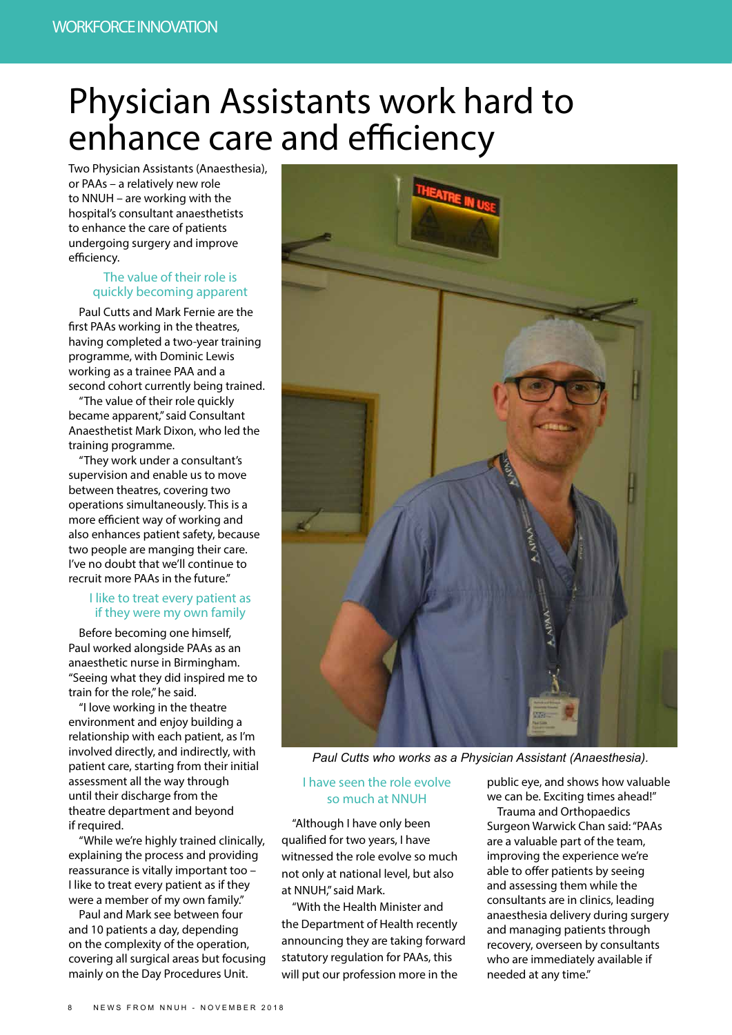# Physician Assistants work hard to enhance care and efficiency

Two Physician Assistants (Anaesthesia), or PAAs – a relatively new role to NNUH – are working with the hospital's consultant anaesthetists to enhance the care of patients undergoing surgery and improve efficiency.

### The value of their role is quickly becoming apparent

Paul Cutts and Mark Fernie are the first PAAs working in the theatres, having completed a two-year training programme, with Dominic Lewis working as a trainee PAA and a second cohort currently being trained.

"The value of their role quickly became apparent," said Consultant Anaesthetist Mark Dixon, who led the training programme.

"They work under a consultant's supervision and enable us to move between theatres, covering two operations simultaneously. This is a more efficient way of working and also enhances patient safety, because two people are manging their care. I've no doubt that we'll continue to recruit more PAAs in the future."

### I like to treat every patient as if they were my own family

Before becoming one himself, Paul worked alongside PAAs as an anaesthetic nurse in Birmingham. "Seeing what they did inspired me to train for the role," he said.

"I love working in the theatre environment and enjoy building a relationship with each patient, as I'm involved directly, and indirectly, with patient care, starting from their initial assessment all the way through until their discharge from the theatre department and beyond if required.

"While we're highly trained clinically, explaining the process and providing reassurance is vitally important too – I like to treat every patient as if they were a member of my own family."

Paul and Mark see between four and 10 patients a day, depending on the complexity of the operation, covering all surgical areas but focusing mainly on the Day Procedures Unit.

*Paul Cutts who works as a Physician Assistant (Anaesthesia).*

### I have seen the role evolve so much at NNUH

"Although I have only been qualified for two years, I have witnessed the role evolve so much not only at national level, but also at NNUH," said Mark.

"With the Health Minister and the Department of Health recently announcing they are taking forward statutory regulation for PAAs, this will put our profession more in the public eye, and shows how valuable we can be. Exciting times ahead!"

Trauma and Orthopaedics Surgeon Warwick Chan said: "PAAs are a valuable part of the team, improving the experience we're able to offer patients by seeing and assessing them while the consultants are in clinics, leading anaesthesia delivery during surgery and managing patients through recovery, overseen by consultants who are immediately available if needed at any time."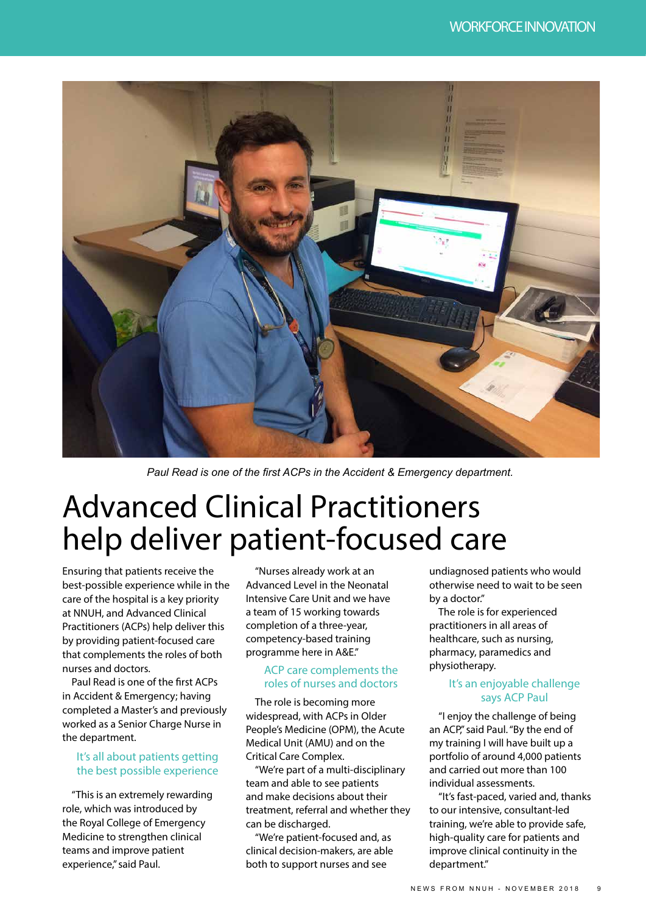Paul Read is one of the first ACPs in the Accident & Emergency department.

# Advanced Clinical Practitioners help deliver patient-focused care

Ensuring that patients receive the best-possible experience while in the care of the hospital is a key priority at NNUH, and Advanced Clinical Practitioners (ACPs) help deliver this by providing patient-focused care that complements the roles of both nurses and doctors.

Paul Read is one of the first ACPs in Accident & Emergency; having completed a Master's and previously worked as a Senior Charge Nurse in the department.

### It's all about patients getting the best possible experience

"This is an extremely rewarding role, which was introduced by the Royal College of Emergency Medicine to strengthen clinical teams and improve patient experience," said Paul.

"Nurses already work at an Advanced Level in the Neonatal Intensive Care Unit and we have a team of 15 working towards completion of a three-year, competency-based training programme here in A&E."

### ACP care complements the roles of nurses and doctors

The role is becoming more widespread, with ACPs in Older People's Medicine (OPM), the Acute Medical Unit (AMU) and on the Critical Care Complex.

"We're part of a multi-disciplinary team and able to see patients and make decisions about their treatment, referral and whether they can be discharged.

"We're patient-focused and, as clinical decision-makers, are able both to support nurses and see undiagnosed patients who would otherwise need to wait to be seen by a doctor."

The role is for experienced practitioners in all areas of healthcare, such as nursing, pharmacy, paramedics and physiotherapy.

### It's an enjoyable challenge says ACP Paul

"I enjoy the challenge of being an ACP," said Paul. "By the end of my training I will have built up a portfolio of around 4,000 patients and carried out more than 100 individual assessments.

"It's fast-paced, varied and, thanks to our intensive, consultant-led training, we're able to provide safe, high-quality care for patients and improve clinical continuity in the department."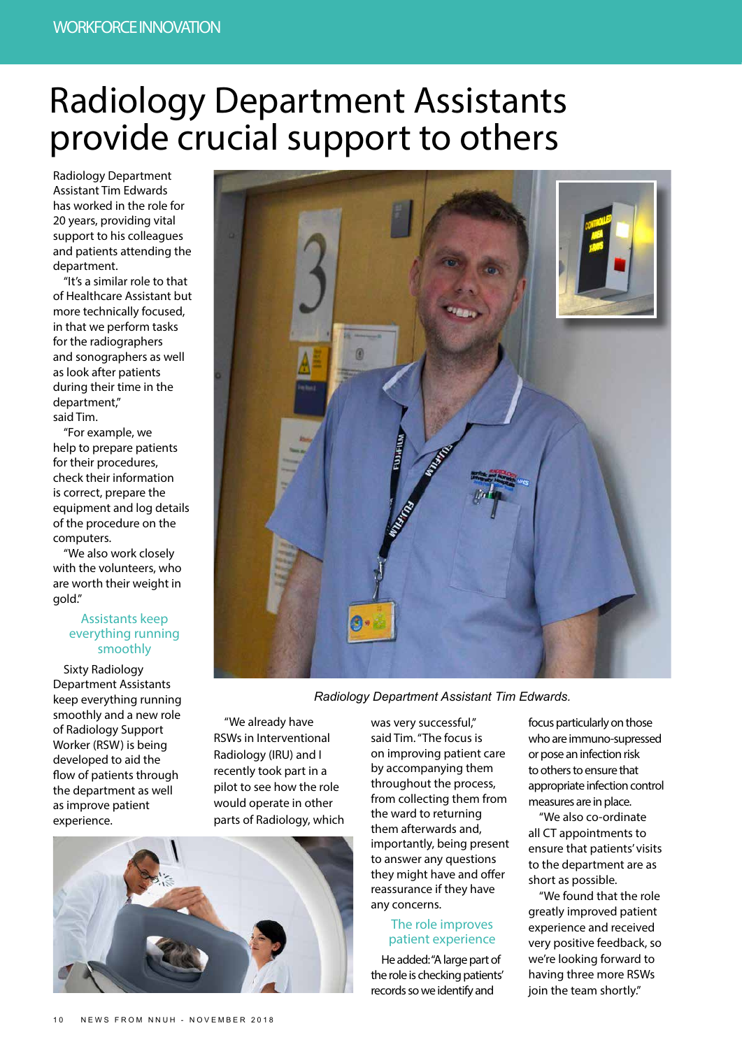# Radiology Department Assistants provide crucial support to others

Radiology Department Assistant Tim Edwards has worked in the role for 20 years, providing vital support to his colleagues and patients attending the department.

"It's a similar role to that of Healthcare Assistant but more technically focused, in that we perform tasks for the radiographers and sonographers as well as look after patients during their time in the department," said Tim.

"For example, we help to prepare patients for their procedures, check their information is correct, prepare the equipment and log details of the procedure on the computers.

"We also work closely with the volunteers, who are worth their weight in gold."

## Assistants keep everything running smoothly

Sixty Radiology Department Assistants keep everything running smoothly and a new role of Radiology Support Worker (RSW) is being developed to aid the flow of patients through the department as well as improve patient experience.

*Radiology Department Assistant Tim Edwards.*

"We already have RSWs in Interventional Radiology (IRU) and I recently took part in a pilot to see how the role would operate in other parts of Radiology, which was very successful," said Tim. "The focus is on improving patient care by accompanying them throughout the process, from collecting them from the ward to returning them afterwards and, importantly, being present to answer any questions they might have and offer reassurance if they have any concerns.

## The role improves patient experience

He added: "A large part of the role is checking patients' records so we identify and focus particularly on those who are immuno-supressed or pose an infection risk to others to ensure that appropriate infection control measures are in place.

"We also co-ordinate all CT appointments to ensure that patients' visits to the department are as short as possible.

"We found that the role greatly improved patient experience and received very positive feedback, so we're looking forward to having three more RSWs join the team shortly."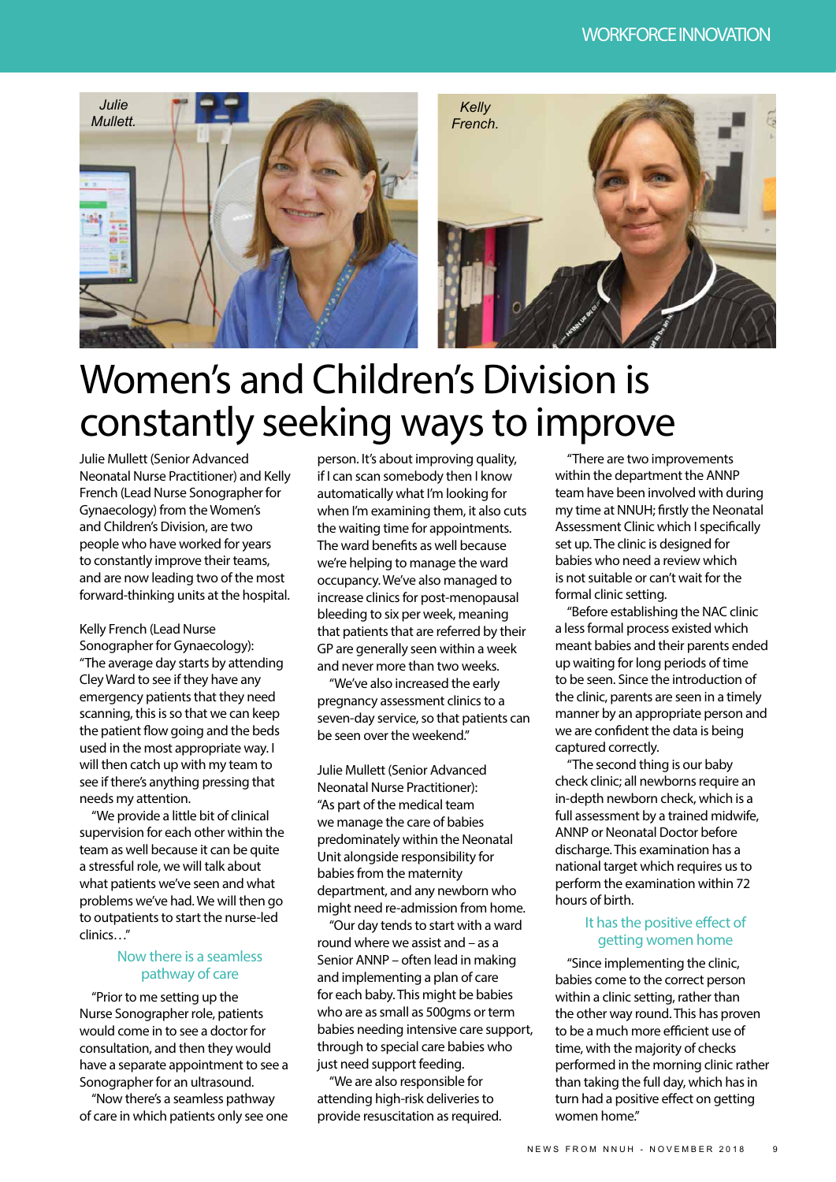Julie Mullett.

Kelly French.

# Women's and Children's Division is constantly seeking ways to improve

Julie Mullett (Senior Advanced Neonatal Nurse Practitioner) and Kelly French (Lead Nurse Sonographer for Gynaecology) from the Women's and Children's Division, are two people who have worked for years to constantly improve their teams, and are now leading two of the most forward-thinking units at the hospital.

Kelly French (Lead Nurse Sonographer for Gynaecology): "The average day starts by attending Cley Ward to see if they have any emergency patients that they need scanning, this is so that we can keep the patient flow going and the beds used in the most appropriate way. I will then catch up with my team to see if there's anything pressing that needs my attention.

"We provide a little bit of clinical supervision for each other within the team as well because it can be quite a stressful role, we will talk about what patients we've seen and what problems we've had. We will then go to outpatients to start the nurse-led clinics…"

### Now there is a seamless pathway of care

"Prior to me setting up the Nurse Sonographer role, patients would come in to see a doctor for consultation, and then they would have a separate appointment to see a Sonographer for an ultrasound.

"Now there's a seamless pathway of care in which patients only see one person. It's about improving quality, if I can scan somebody then I know automatically what I'm looking for when I'm examining them, it also cuts the waiting time for appointments. The ward benefits as well because we're helping to manage the ward occupancy. We've also managed to increase clinics for post-menopausal bleeding to six per week, meaning that patients that are referred by their GP are generally seen within a week and never more than two weeks.

"We've also increased the early pregnancy assessment clinics to a seven-day service, so that patients can be seen over the weekend."

Julie Mullett (Senior Advanced Neonatal Nurse Practitioner): "As part of the medical team we manage the care of babies predominately within the Neonatal Unit alongside responsibility for babies from the maternity department, and any newborn who might need re-admission from home.

"Our day tends to start with a ward round where we assist and – as a Senior ANNP – often lead in making and implementing a plan of care for each baby. This might be babies who are as small as 500gms or term babies needing intensive care support, through to special care babies who just need support feeding.

"We are also responsible for attending high-risk deliveries to provide resuscitation as required.

"There are two improvements within the department the ANNP team have been involved with during my time at NNUH; firstly the Neonatal Assessment Clinic which I specifically set up. The clinic is designed for babies who need a review which is not suitable or can't wait for the formal clinic setting.

"Before establishing the NAC clinic a less formal process existed which meant babies and their parents ended up waiting for long periods of time to be seen. Since the introduction of the clinic, parents are seen in a timely manner by an appropriate person and we are confident the data is being captured correctly.

"The second thing is our baby check clinic; all newborns require an in-depth newborn check, which is a full assessment by a trained midwife, ANNP or Neonatal Doctor before discharge. This examination has a national target which requires us to perform the examination within 72 hours of birth.

### It has the positive effect of getting women home

"Since implementing the clinic, babies come to the correct person within a clinic setting, rather than the other way round. This has proven to be a much more efficient use of time, with the majority of checks performed in the morning clinic rather than taking the full day, which has in turn had a positive effect on getting women home."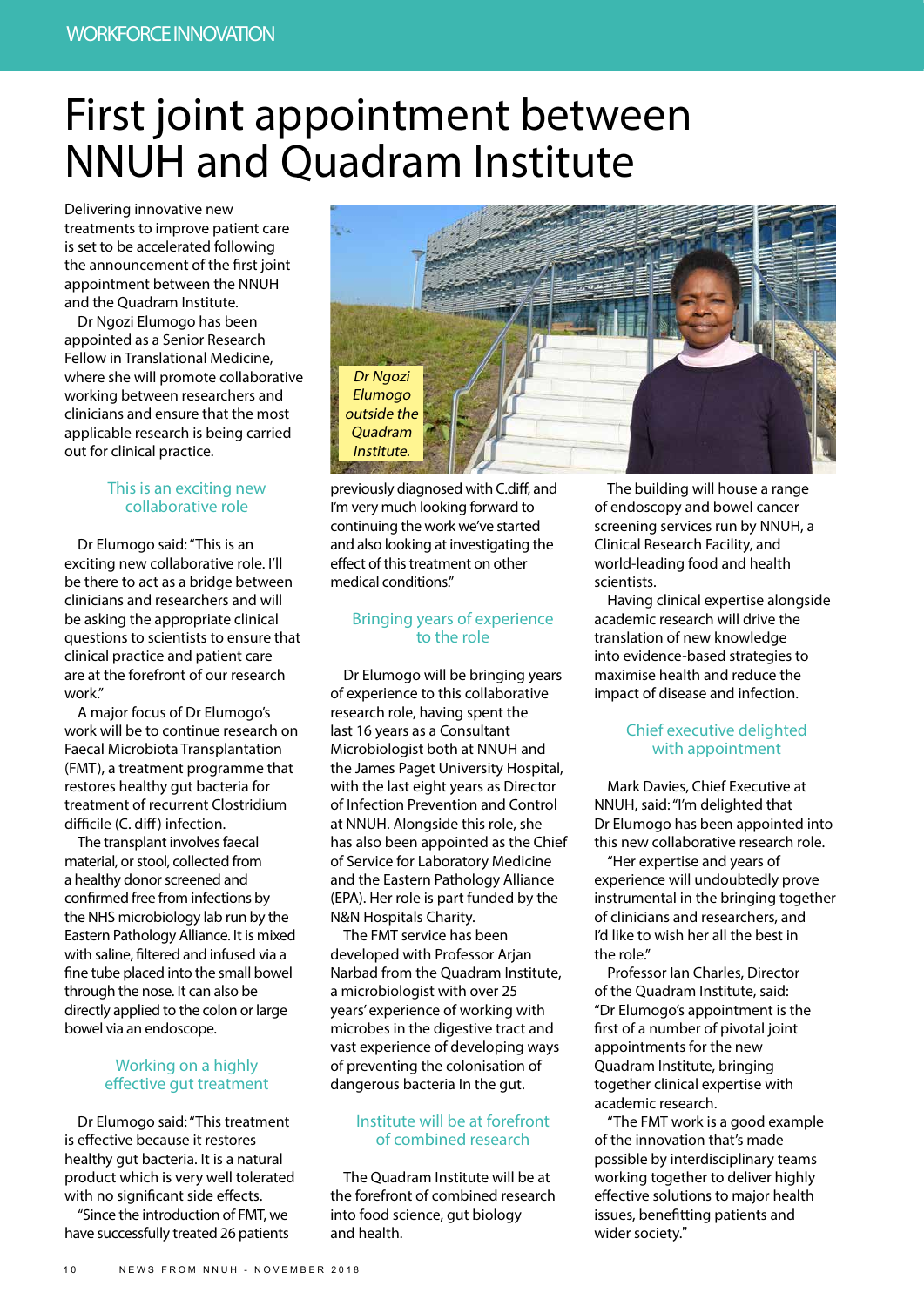WORKFORCE INNOVATION

# First joint appointment between NNUH and Quadram Institute

Delivering innovative new treatments to improve patient care is set to be accelerated following the announcement of the first joint appointment between the NNUH and the Quadram Institute.

Dr Ngozi Elumogo has been appointed as a Senior Research Fellow in Translational Medicine, where she will promote collaborative working between researchers and clinicians and ensure that the most applicable research is being carried out for clinical practice.

*Dr Ngozi Elumogo outside the Quadram Institute.*

## This is an exciting new collaborative role

Dr Elumogo said: "This is an exciting new collaborative role. I'll be there to act as a bridge between clinicians and researchers and will be asking the appropriate clinical questions to scientists to ensure that clinical practice and patient care are at the forefront of our research work."

A major focus of Dr Elumogo's work will be to continue research on Faecal Microbiota Transplantation (FMT), a treatment programme that restores healthy gut bacteria for treatment of recurrent Clostridium difficile (C. diff) infection.

The transplant involves faecal material, or stool, collected from a healthy donor screened and confirmed free from infections by the NHS microbiology lab run by the Eastern Pathology Alliance. It is mixed with saline, filtered and infused via a fine tube placed into the small bowel through the nose. It can also be directly applied to the colon or large bowel via an endoscope.

## Working on a highly effective gut treatment

Dr Elumogo said: "This treatment is effective because it restores healthy gut bacteria. It is a natural product which is very well tolerated with no significant side effects.

"Since the introduction of FMT, we have successfully treated 26 patients previously diagnosed with C.diff, and I'm very much looking forward to continuing the work we've started and also looking at investigating the effect of this treatment on other medical conditions."

## Bringing years of experience to the role

Dr Elumogo will be bringing years of experience to this collaborative research role, having spent the last 16 years as a Consultant Microbiologist both at NNUH and the James Paget University Hospital, with the last eight years as Director of Infection Prevention and Control at NNUH. Alongside this role, she has also been appointed as the Chief of Service for Laboratory Medicine and the Eastern Pathology Alliance (EPA). Her role is part funded by the N&N Hospitals Charity.

The FMT service has been developed with Professor Arjan Narbad from the Quadram Institute, a microbiologist with over 25 years' experience of working with microbes in the digestive tract and vast experience of developing ways of preventing the colonisation of dangerous bacteria In the gut.

## Institute will be at forefront of combined research

The Quadram Institute will be at the forefront of combined research into food science, gut biology and health.

The building will house a range of endoscopy and bowel cancer screening services run by NNUH, a Clinical Research Facility, and world-leading food and health scientists.

Having clinical expertise alongside academic research will drive the translation of new knowledge into evidence-based strategies to maximise health and reduce the impact of disease and infection.

## Chief executive delighted with appointment

Mark Davies, Chief Executive at NNUH, said: "I'm delighted that Dr Elumogo has been appointed into this new collaborative research role.

"Her expertise and years of experience will undoubtedly prove instrumental in the bringing together of clinicians and researchers, and I'd like to wish her all the best in the role."

Professor Ian Charles, Director of the Quadram Institute, said: "Dr Elumogo's appointment is the first of a number of pivotal joint appointments for the new Quadram Institute, bringing together clinical expertise with academic research.

"The FMT work is a good example of the innovation that's made possible by interdisciplinary teams working together to deliver highly effective solutions to major health issues, benefitting patients and wider society."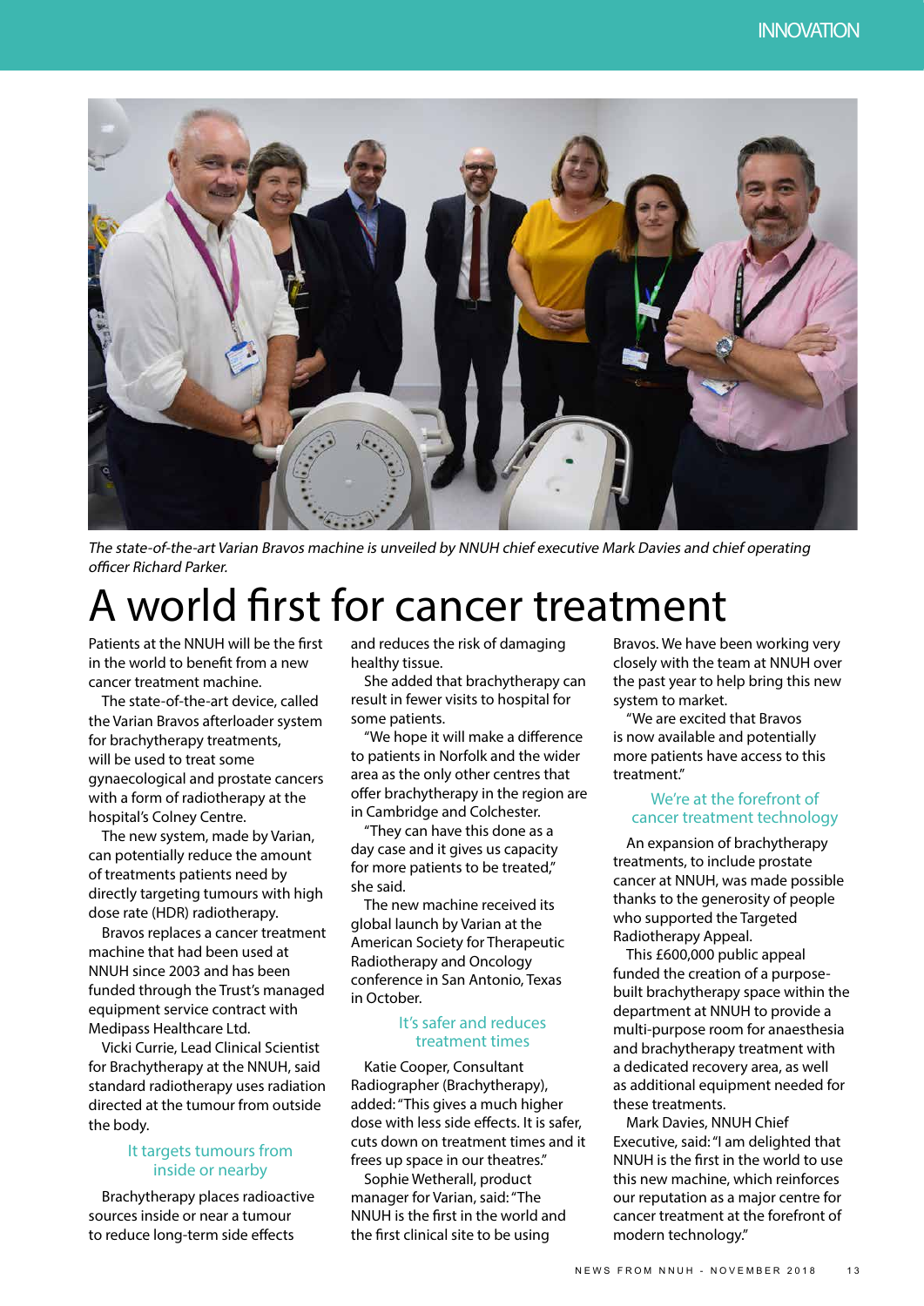*The state-of-the-art Varian Bravos machine is unveiled by NNUH chief executive Mark Davies and chief operating officer Richard Parker.*

# A world first for cancer treatment

Patients at the NNUH will be the first in the world to benefit from a new cancer treatment machine.

The state-of-the-art device, called the Varian Bravos afterloader system for brachytherapy treatments, will be used to treat some gynaecological and prostate cancers with a form of radiotherapy at the hospital's Colney Centre.

The new system, made by Varian, can potentially reduce the amount of treatments patients need by directly targeting tumours with high dose rate (HDR) radiotherapy.

Bravos replaces a cancer treatment machine that had been used at NNUH since 2003 and has been funded through the Trust's managed equipment service contract with Medipass Healthcare Ltd.

Vicki Currie, Lead Clinical Scientist for Brachytherapy at the NNUH, said standard radiotherapy uses radiation directed at the tumour from outside the body.

### It targets tumours from inside or nearby

Brachytherapy places radioactive sources inside or near a tumour to reduce long-term side effects and reduces the risk of damaging healthy tissue.

She added that brachytherapy can result in fewer visits to hospital for some patients.

"We hope it will make a difference to patients in Norfolk and the wider area as the only other centres that offer brachytherapy in the region are in Cambridge and Colchester.

"They can have this done as a day case and it gives us capacity for more patients to be treated," she said.

The new machine received its global launch by Varian at the American Society for Therapeutic Radiotherapy and Oncology conference in San Antonio, Texas in October.

### It's safer and reduces treatment times

Katie Cooper, Consultant Radiographer (Brachytherapy), added: "This gives a much higher dose with less side effects. It is safer, cuts down on treatment times and it frees up space in our theatres."

Sophie Wetherall, product manager for Varian, said: "The NNUH is the first in the world and the first clinical site to be using Bravos. We have been working very closely with the team at NNUH over the past year to help bring this new system to market.

"We are excited that Bravos is now available and potentially more patients have access to this treatment."

### We're at the forefront of cancer treatment technology

An expansion of brachytherapy treatments, to include prostate cancer at NNUH, was made possible thanks to the generosity of people who supported the Targeted Radiotherapy Appeal.

This £600,000 public appeal funded the creation of a purpose-built brachytherapy space within the department at NNUH to provide a multi-purpose room for anaesthesia and brachytherapy treatment with a dedicated recovery area, as well as additional equipment needed for these treatments.

Mark Davies, NNUH Chief Executive, said: "I am delighted that NNUH is the first in the world to use this new machine, which reinforces our reputation as a major centre for cancer treatment at the forefront of modern technology."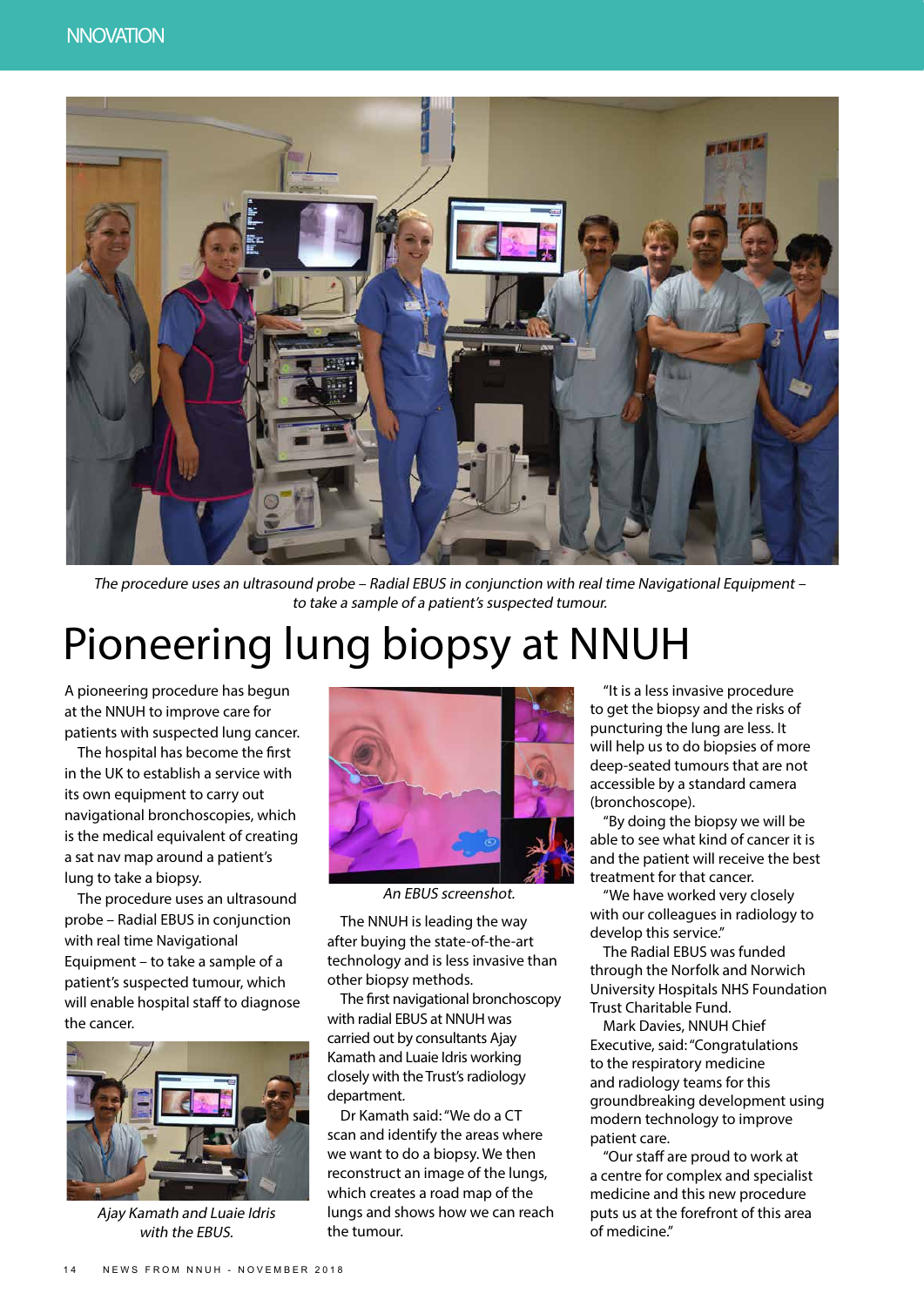The procedure uses an ultrasound probe – Radial EBUS in conjunction with real time Navigational Equipment – to take a sample of a patient's suspected tumour.

# Pioneering lung biopsy at NNUH

A pioneering procedure has begun at the NNUH to improve care for patients with suspected lung cancer.

The hospital has become the first in the UK to establish a service with its own equipment to carry out navigational bronchoscopies, which is the medical equivalent of creating a sat nav map around a patient's lung to take a biopsy.

The procedure uses an ultrasound probe – Radial EBUS in conjunction with real time Navigational Equipment – to take a sample of a patient's suspected tumour, which will enable hospital staff to diagnose the cancer.

Ajay Kamath and Luaie Idris with the EBUS.

An EBUS screenshot.

The NNUH is leading the way after buying the state-of-the-art technology and is less invasive than other biopsy methods.

The first navigational bronchoscopy with radial EBUS at NNUH was carried out by consultants Ajay Kamath and Luaie Idris working closely with the Trust's radiology department.

Dr Kamath said: "We do a CT scan and identify the areas where we want to do a biopsy. We then reconstruct an image of the lungs, which creates a road map of the lungs and shows how we can reach the tumour.

"It is a less invasive procedure to get the biopsy and the risks of puncturing the lung are less. It will help us to do biopsies of more deep-seated tumours that are not accessible by a standard camera (bronchoscope).

"By doing the biopsy we will be able to see what kind of cancer it is and the patient will receive the best treatment for that cancer.

"We have worked very closely with our colleagues in radiology to develop this service."

The Radial EBUS was funded through the Norfolk and Norwich University Hospitals NHS Foundation Trust Charitable Fund.

Mark Davies, NNUH Chief Executive, said: "Congratulations to the respiratory medicine and radiology teams for this groundbreaking development using modern technology to improve patient care.

"Our staff are proud to work at a centre for complex and specialist medicine and this new procedure puts us at the forefront of this area of medicine."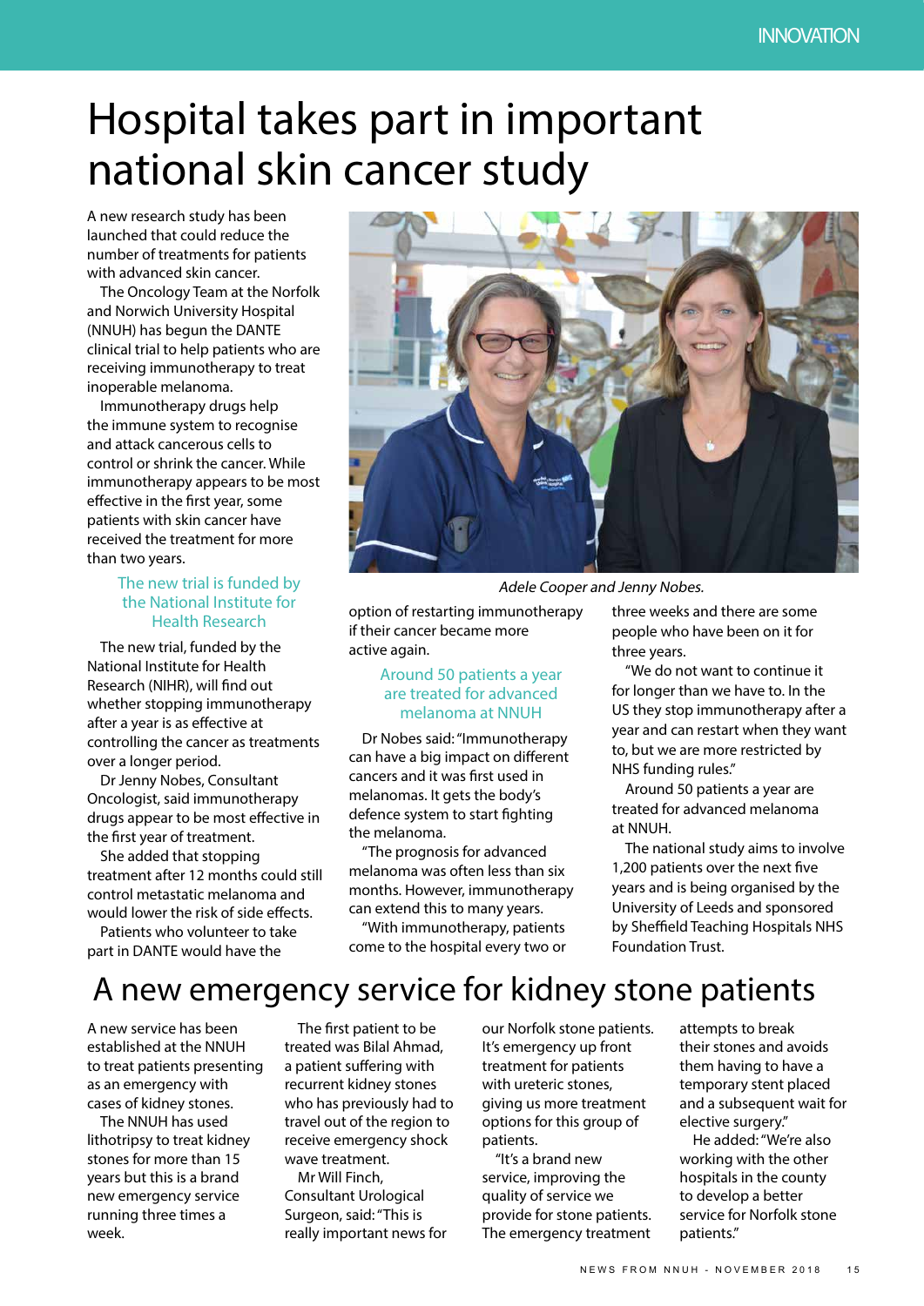# Hospital takes part in important national skin cancer study

A new research study has been launched that could reduce the number of treatments for patients with advanced skin cancer.

The Oncology Team at the Norfolk and Norwich University Hospital (NNUH) has begun the DANTE clinical trial to help patients who are receiving immunotherapy to treat inoperable melanoma.

Immunotherapy drugs help the immune system to recognise and attack cancerous cells to control or shrink the cancer. While immunotherapy appears to be most effective in the first year, some patients with skin cancer have received the treatment for more than two years.

> The new trial is funded by the National Institute for Health Research

The new trial, funded by the National Institute for Health Research (NIHR), will find out whether stopping immunotherapy after a year is as effective at controlling the cancer as treatments over a longer period.

Dr Jenny Nobes, Consultant Oncologist, said immunotherapy drugs appear to be most effective in the first year of treatment.

She added that stopping treatment after 12 months could still control metastatic melanoma and would lower the risk of side effects.

Patients who volunteer to take part in DANTE would have the option of restarting immunotherapy if their cancer became more active again.

*Adele Cooper and Jenny Nobes.*

> Around 50 patients a year are treated for advanced melanoma at NNUH

Dr Nobes said: "Immunotherapy can have a big impact on different cancers and it was first used in melanomas. It gets the body's defence system to start fighting the melanoma.

"The prognosis for advanced melanoma was often less than six months. However, immunotherapy can extend this to many years.

"With immunotherapy, patients come to the hospital every two or three weeks and there are some people who have been on it for three years.

"We do not want to continue it for longer than we have to. In the US they stop immunotherapy after a year and can restart when they want to, but we are more restricted by NHS funding rules."

Around 50 patients a year are treated for advanced melanoma at NNUH.

The national study aims to involve 1,200 patients over the next five years and is being organised by the University of Leeds and sponsored by Sheffield Teaching Hospitals NHS Foundation Trust.

# A new emergency service for kidney stone patients

A new service has been established at the NNUH to treat patients presenting as an emergency with cases of kidney stones.

The NNUH has used lithotripsy to treat kidney stones for more than 15 years but this is a brand new emergency service running three times a week.

The first patient to be treated was Bilal Ahmad, a patient suffering with recurrent kidney stones who has previously had to travel out of the region to receive emergency shock wave treatment.

Mr Will Finch, Consultant Urological Surgeon, said: "This is really important news for our Norfolk stone patients. It's emergency up front treatment for patients with ureteric stones, giving us more treatment options for this group of patients.

"It's a brand new service, improving the quality of service we provide for stone patients. The emergency treatment attempts to break their stones and avoids them having to have a temporary stent placed and a subsequent wait for elective surgery."

He added: "We're also working with the other hospitals in the county to develop a better service for Norfolk stone patients."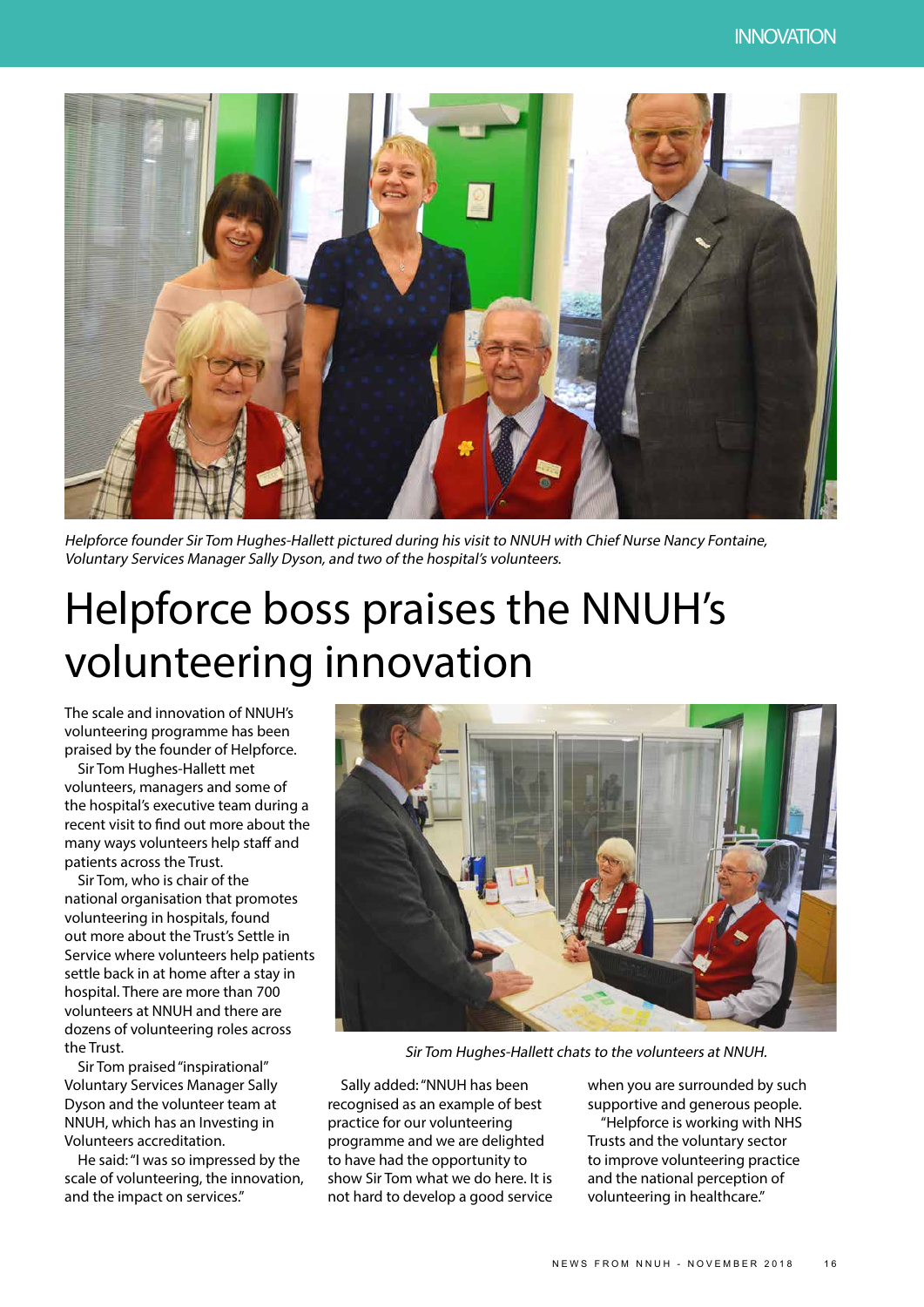*Helpforce founder Sir Tom Hughes-Hallett pictured during his visit to NNUH with Chief Nurse Nancy Fontaine, Voluntary Services Manager Sally Dyson, and two of the hospital's volunteers.*

# Helpforce boss praises the NNUH's volunteering innovation

The scale and innovation of NNUH's volunteering programme has been praised by the founder of Helpforce.

Sir Tom Hughes-Hallett met volunteers, managers and some of the hospital's executive team during a recent visit to find out more about the many ways volunteers help staff and patients across the Trust.

Sir Tom, who is chair of the national organisation that promotes volunteering in hospitals, found out more about the Trust's Settle in Service where volunteers help patients settle back in at home after a stay in hospital. There are more than 700 volunteers at NNUH and there are dozens of volunteering roles across the Trust.

Sir Tom praised "inspirational" Voluntary Services Manager Sally Dyson and the volunteer team at NNUH, which has an Investing in Volunteers accreditation.

He said: "I was so impressed by the scale of volunteering, the innovation, and the impact on services."

*Sir Tom Hughes-Hallett chats to the volunteers at NNUH.*

Sally added: "NNUH has been recognised as an example of best practice for our volunteering programme and we are delighted to have had the opportunity to show Sir Tom what we do here. It is not hard to develop a good service when you are surrounded by such supportive and generous people.

"Helpforce is working with NHS Trusts and the voluntary sector to improve volunteering practice and the national perception of volunteering in healthcare."